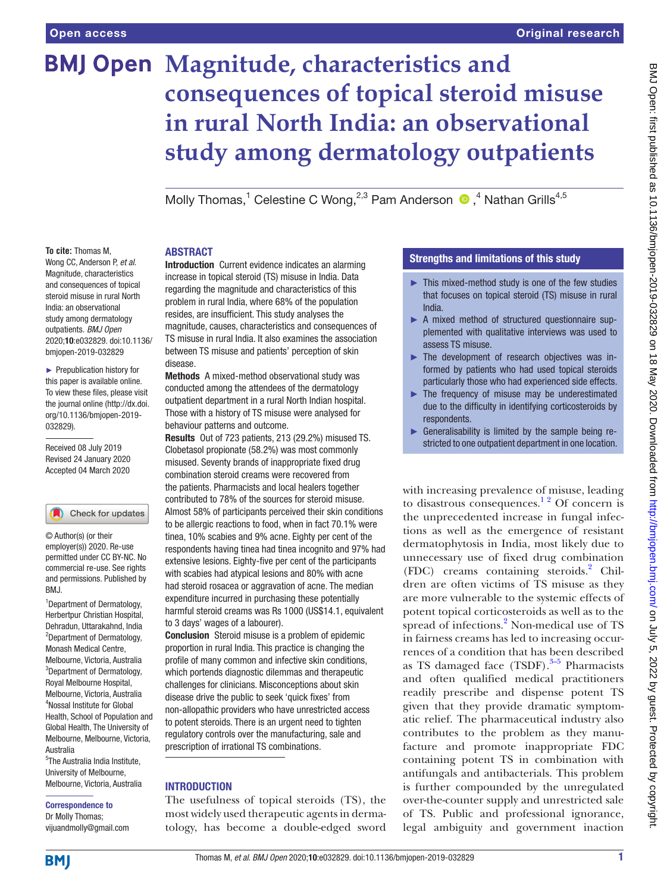# Magnitude, characteristics and consequences of topical steroid misuse in rural North India: an observational study among dermatology outpatients

Molly Thomas,[1] Celestine C Wong,[2,3] Pam Anderson,[4] Nathan Grills[4,5]

**To cite:** Thomas M, Wong CC, Anderson P, *et al*. Magnitude, characteristics and consequences of topical steroid misuse in rural North India: an observational study among dermatology outpatients. *BMJ Open* 2020;**10**:e032829. doi:10.1136/bmjopen-2019-032829

► Prepublication history for this paper is available online. To view these files, please visit the journal online (http://dx.doi.org/10.1136/bmjopen-2019-032829).

Received 08 July 2019
Revised 24 January 2020
Accepted 04 March 2020

© Author(s) (or their employer(s)) 2020. Re-use permitted under CC BY-NC. No commercial re-use. See rights and permissions. Published by BMJ.

[1]Department of Dermatology, Herbertpur Christian Hospital, Dehradun, Uttarakahnd, India
[2]Department of Dermatology, Monash Medical Centre, Melbourne, Victoria, Australia
[3]Department of Dermatology, Royal Melbourne Hospital, Melbourne, Victoria, Australia
[4]Nossal Institute for Global Health, School of Population and Global Health, The University of Melbourne, Melbourne, Victoria, Australia
[5]The Australia India Institute, University of Melbourne, Melbourne, Victoria, Australia

**Correspondence to**
Dr Molly Thomas;
vijuandmolly@gmail.com

## ABSTRACT

**Introduction** Current evidence indicates an alarming increase in topical steroid (TS) misuse in India. Data regarding the magnitude and characteristics of this problem in rural India, where 68% of the population resides, are insufficient. This study analyses the magnitude, causes, characteristics and consequences of TS misuse in rural India. It also examines the association between TS misuse and patients' perception of skin disease.

**Methods** A mixed-method observational study was conducted among the attendees of the dermatology outpatient department in a rural North Indian hospital. Those with a history of TS misuse were analysed for behaviour patterns and outcome.

**Results** Out of 723 patients, 213 (29.2%) misused TS. Clobetasol propionate (58.2%) was most commonly misused. Seventy brands of inappropriate fixed drug combination steroid creams were recovered from the patients. Pharmacists and local healers together contributed to 78% of the sources for steroid misuse. Almost 58% of participants perceived their skin conditions to be allergic reactions to food, when in fact 70.1% were tinea, 10% scabies and 9% acne. Eighty per cent of the respondents having tinea had tinea incognito and 97% had extensive lesions. Eighty-five per cent of the participants with scabies had atypical lesions and 80% with acne had steroid rosacea or aggravation of acne. The median expenditure incurred in purchasing these potentially harmful steroid creams was Rs 1000 (US$14.1, equivalent to 3 days' wages of a labourer).

**Conclusion** Steroid misuse is a problem of epidemic proportion in rural India. This practice is changing the profile of many common and infective skin conditions, which portends diagnostic dilemmas and therapeutic challenges for clinicians. Misconceptions about skin disease drive the public to seek 'quick fixes' from non-allopathic providers who have unrestricted access to potent steroids. There is an urgent need to tighten regulatory controls over the manufacturing, sale and prescription of irrational TS combinations.

### Strengths and limitations of this study

- ► This mixed-method study is one of the few studies that focuses on topical steroid (TS) misuse in rural India.
- ► A mixed method of structured questionnaire supplemented with qualitative interviews was used to assess TS misuse.
- ► The development of research objectives was informed by patients who had used topical steroids particularly those who had experienced side effects.
- ► The frequency of misuse may be underestimated due to the difficulty in identifying corticosteroids by respondents.
- ► Generalisability is limited by the sample being restricted to one outpatient department in one location.

## INTRODUCTION

The usefulness of topical steroids (TS), the most widely used therapeutic agents in dermatology, has become a double-edged sword with increasing prevalence of misuse, leading to disastrous consequences.[1,2] Of concern is the unprecedented increase in fungal infections as well as the emergence of resistant dermatophytosis in India, most likely due to unnecessary use of fixed drug combination (FDC) creams containing steroids.[2] Children are often victims of TS misuse as they are more vulnerable to the systemic effects of potent topical corticosteroids as well as to the spread of infections.[2] Non-medical use of TS in fairness creams has led to increasing occurrences of a condition that has been described as TS damaged face (TSDF).[3–5] Pharmacists and often qualified medical practitioners readily prescribe and dispense potent TS given that they provide dramatic symptomatic relief. The pharmaceutical industry also contributes to the problem as they manufacture and promote inappropriate FDC containing potent TS in combination with antifungals and antibacterials. This problem is further compounded by the unregulated over-the-counter supply and unrestricted sale of TS. Public and professional ignorance, legal ambiguity and government inaction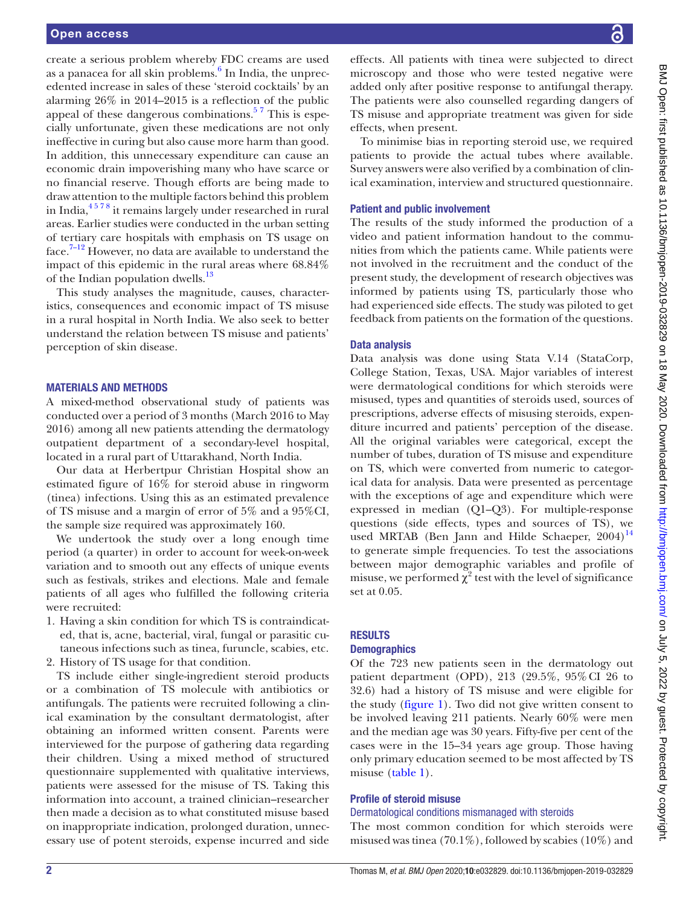create a serious problem whereby FDC creams are used as a panacea for all skin problems.[6] In India, the unprecedented increase in sales of these 'steroid cocktails' by an alarming 26% in 2014–2015 is a reflection of the public appeal of these dangerous combinations.[5 7] This is especially unfortunate, given these medications are not only ineffective in curing but also cause more harm than good. In addition, this unnecessary expenditure can cause an economic drain impoverishing many who have scarce or no financial reserve. Though efforts are being made to draw attention to the multiple factors behind this problem in India,[4 5 7 8] it remains largely under researched in rural areas. Earlier studies were conducted in the urban setting of tertiary care hospitals with emphasis on TS usage on face.[7–12] However, no data are available to understand the impact of this epidemic in the rural areas where 68.84% of the Indian population dwells.[13]

This study analyses the magnitude, causes, characteristics, consequences and economic impact of TS misuse in a rural hospital in North India. We also seek to better understand the relation between TS misuse and patients' perception of skin disease.

## MATERIALS AND METHODS

A mixed-method observational study of patients was conducted over a period of 3 months (March 2016 to May 2016) among all new patients attending the dermatology outpatient department of a secondary-level hospital, located in a rural part of Uttarakhand, North India.

Our data at Herbertpur Christian Hospital show an estimated figure of 16% for steroid abuse in ringworm (tinea) infections. Using this as an estimated prevalence of TS misuse and a margin of error of 5% and a 95%CI, the sample size required was approximately 160.

We undertook the study over a long enough time period (a quarter) in order to account for week-on-week variation and to smooth out any effects of unique events such as festivals, strikes and elections. Male and female patients of all ages who fulfilled the following criteria were recruited:

1. Having a skin condition for which TS is contraindicated, that is, acne, bacterial, viral, fungal or parasitic cutaneous infections such as tinea, furuncle, scabies, etc.
2. History of TS usage for that condition.

TS include either single-ingredient steroid products or a combination of TS molecule with antibiotics or antifungals. The patients were recruited following a clinical examination by the consultant dermatologist, after obtaining an informed written consent. Parents were interviewed for the purpose of gathering data regarding their children. Using a mixed method of structured questionnaire supplemented with qualitative interviews, patients were assessed for the misuse of TS. Taking this information into account, a trained clinician–researcher then made a decision as to what constituted misuse based on inappropriate indication, prolonged duration, unnecessary use of potent steroids, expense incurred and side effects. All patients with tinea were subjected to direct microscopy and those who were tested negative were added only after positive response to antifungal therapy. The patients were also counselled regarding dangers of TS misuse and appropriate treatment was given for side effects, when present.

To minimise bias in reporting steroid use, we required patients to provide the actual tubes where available. Survey answers were also verified by a combination of clinical examination, interview and structured questionnaire.

### Patient and public involvement

The results of the study informed the production of a video and patient information handout to the communities from which the patients came. While patients were not involved in the recruitment and the conduct of the present study, the development of research objectives was informed by patients using TS, particularly those who had experienced side effects. The study was piloted to get feedback from patients on the formation of the questions.

### Data analysis

Data analysis was done using Stata V.14 (StataCorp, College Station, Texas, USA. Major variables of interest were dermatological conditions for which steroids were misused, types and quantities of steroids used, sources of prescriptions, adverse effects of misusing steroids, expenditure incurred and patients' perception of the disease. All the original variables were categorical, except the number of tubes, duration of TS misuse and expenditure on TS, which were converted from numeric to categorical data for analysis. Data were presented as percentage with the exceptions of age and expenditure which were expressed in median (Q1–Q3). For multiple-response questions (side effects, types and sources of TS), we used MRTAB (Ben Jann and Hilde Schaeper, 2004)[14] to generate simple frequencies. To test the associations between major demographic variables and profile of misuse, we performed $\chi^2$ test with the level of significance set at 0.05.

## RESULTS

### Demographics

Of the 723 new patients seen in the dermatology out patient department (OPD), 213 (29.5%, 95% CI 26 to 32.6) had a history of TS misuse and were eligible for the study (figure 1). Two did not give written consent to be involved leaving 211 patients. Nearly 60% were men and the median age was 30 years. Fifty-five per cent of the cases were in the 15–34 years age group. Those having only primary education seemed to be most affected by TS misuse (table 1).

### Profile of steroid misuse

#### Dermatological conditions mismanaged with steroids

The most common condition for which steroids were misused was tinea (70.1%), followed by scabies (10%) and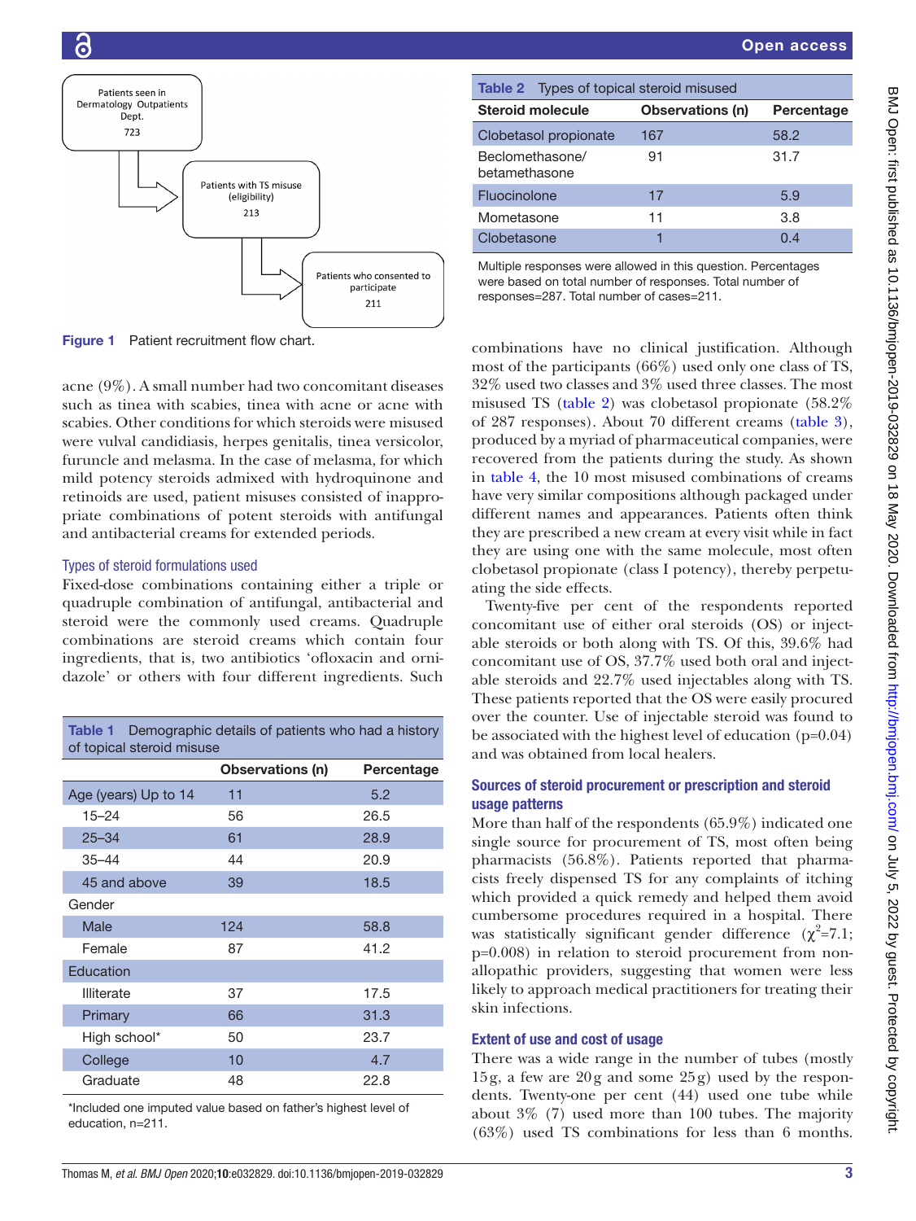Patients seen in Dermatology Outpatients Dept. 723

Patients with TS misuse (eligibility) 213

Patients who consented to participate 211

**Figure 1** Patient recruitment flow chart.

acne (9%). A small number had two concomitant diseases such as tinea with scabies, tinea with acne or acne with scabies. Other conditions for which steroids were misused were vulval candidiasis, herpes genitalis, tinea versicolor, furuncle and melasma. In the case of melasma, for which mild potency steroids admixed with hydroquinone and retinoids are used, patient misuses consisted of inappropriate combinations of potent steroids with antifungal and antibacterial creams for extended periods.

### Types of steroid formulations used

Fixed-dose combinations containing either a triple or quadruple combination of antifungal, antibacterial and steroid were the commonly used creams. Quadruple combinations are steroid creams which contain four ingredients, that is, two antibiotics 'ofloxacin and ornidazole' or others with four different ingredients. Such combinations have no clinical justification. Although most of the participants (66%) used only one class of TS, 32% used two classes and 3% used three classes. The most misused TS (table 2) was clobetasol propionate (58.2% of 287 responses). About 70 different creams (table 3), produced by a myriad of pharmaceutical companies, were recovered from the patients during the study. As shown in table 4, the 10 most misused combinations of creams have very similar compositions although packaged under different names and appearances. Patients often think they are prescribed a new cream at every visit while in fact they are using one with the same molecule, most often clobetasol propionate (class I potency), thereby perpetuating the side effects.

Twenty-five per cent of the respondents reported concomitant use of either oral steroids (OS) or injectable steroids or both along with TS. Of this, 39.6% had concomitant use of OS, 37.7% used both oral and injectable steroids and 22.7% used injectables along with TS. These patients reported that the OS were easily procured over the counter. Use of injectable steroid was found to be associated with the highest level of education (p=0.04) and was obtained from local healers.

**Table 1** Demographic details of patients who had a history of topical steroid misuse

| | Observations (n) | Percentage |
|---|---|---|
| Age (years) Up to 14 | 11 | 5.2 |
| 15–24 | 56 | 26.5 |
| 25–34 | 61 | 28.9 |
| 35–44 | 44 | 20.9 |
| 45 and above | 39 | 18.5 |
| Gender | | |
| Male | 124 | 58.8 |
| Female | 87 | 41.2 |
| Education | | |
| Illiterate | 37 | 17.5 |
| Primary | 66 | 31.3 |
| High school* | 50 | 23.7 |
| College | 10 | 4.7 |
| Graduate | 48 | 22.8 |

*Included one imputed value based on father's highest level of education, n=211.

**Table 2** Types of topical steroid misused

| Steroid molecule | Observations (n) | Percentage |
|---|---|---|
| Clobetasol propionate | 167 | 58.2 |
| Beclomethasone/ betamethasone | 91 | 31.7 |
| Fluocinolone | 17 | 5.9 |
| Mometasone | 11 | 3.8 |
| Clobetasone | 1 | 0.4 |

Multiple responses were allowed in this question. Percentages were based on total number of responses. Total number of responses=287. Total number of cases=211.

### Sources of steroid procurement or prescription and steroid usage patterns

More than half of the respondents (65.9%) indicated one single source for procurement of TS, most often being pharmacists (56.8%). Patients reported that pharmacists freely dispensed TS for any complaints of itching which provided a quick remedy and helped them avoid cumbersome procedures required in a hospital. There was statistically significant gender difference ($\chi^2$=7.1; p=0.008) in relation to steroid procurement from non-allopathic providers, suggesting that women were less likely to approach medical practitioners for treating their skin infections.

### Extent of use and cost of usage

There was a wide range in the number of tubes (mostly 15g, a few are 20g and some 25g) used by the respondents. Twenty-one per cent (44) used one tube while about 3% (7) used more than 100 tubes. The majority (63%) used TS combinations for less than 6 months.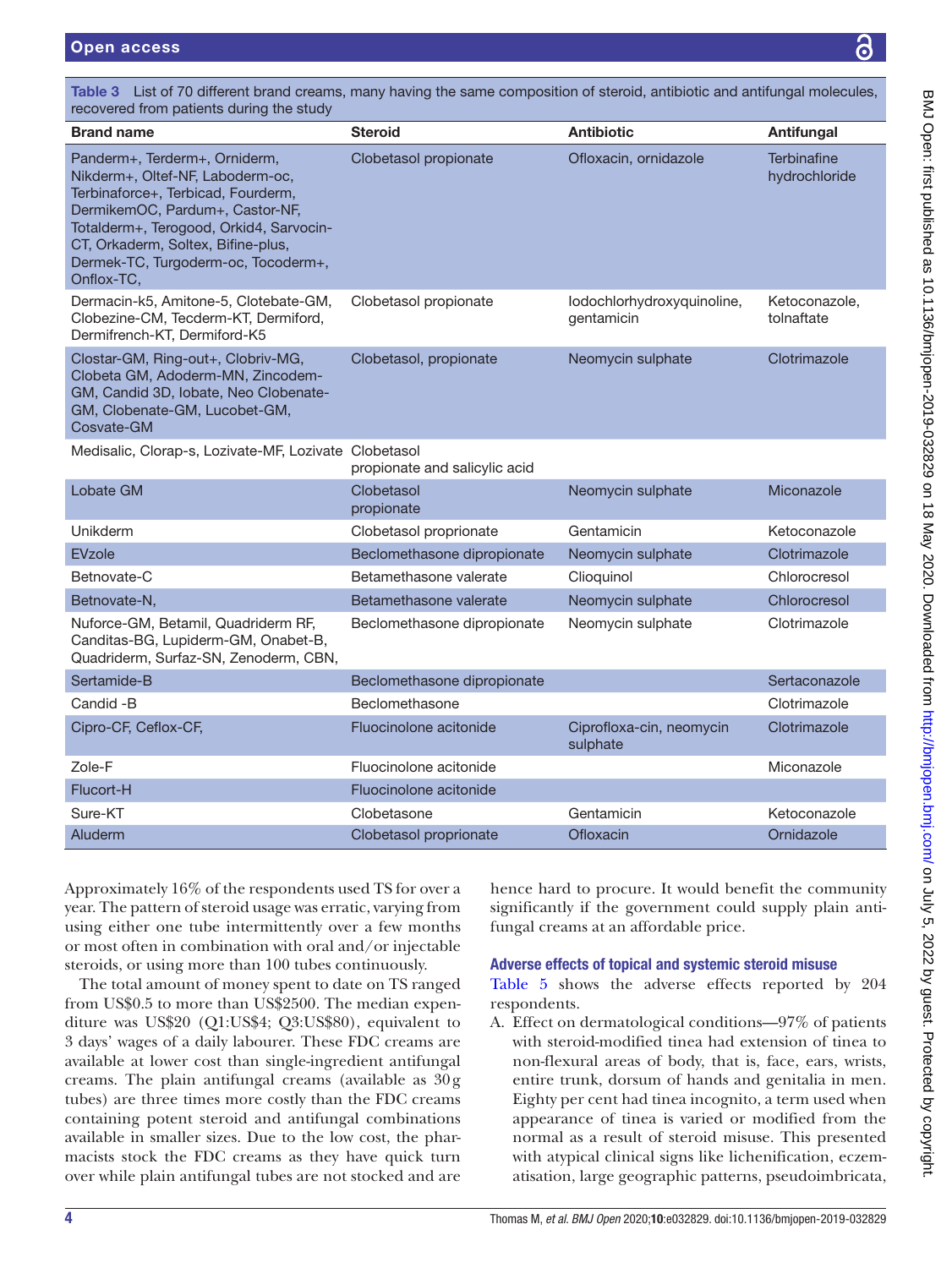**Table 3** List of 70 different brand creams, many having the same composition of steroid, antibiotic and antifungal molecules, recovered from patients during the study

| Brand name | Steroid | Antibiotic | Antifungal |
|---|---|---|---|
| Panderm+, Terderm+, Orniderm, Nikderm+, Oltef-NF, Laboderm-oc, Terbinaforce+, Terbicad, Fourderm, DermikemOC, Pardum+, Castor-NF, Totalderm+, Terogood, Orkid4, Sarvocin-CT, Orkaderm, Soltex, Bifine-plus, Dermek-TC, Turgoderm-oc, Tocoderm+, Onflox-TC, | Clobetasol propionate | Ofloxacin, ornidazole | Terbinafine hydrochloride |
| Dermacin-k5, Amitone-5, Clotebate-GM, Clobezine-CM, Tecderm-KT, Dermiford, Dermifrench-KT, Dermiford-K5 | Clobetasol propionate | Iodochlorhydroxyquinoline, gentamicin | Ketoconazole, tolnaftate |
| Clostar-GM, Ring-out+, Clobriv-MG, Clobeta GM, Adoderm-MN, Zincodem-GM, Candid 3D, Iobate, Neo Clobenate-GM, Clobenate-GM, Lucobet-GM, Cosvate-GM | Clobetasol, propionate | Neomycin sulphate | Clotrimazole |
| Medisalic, Clorap-s, Lozivate-MF, Lozivate | Clobetasol propionate and salicylic acid | | |
| Lobate GM | Clobetasol propionate | Neomycin sulphate | Miconazole |
| Unikderm | Clobetasol proprionate | Gentamicin | Ketoconazole |
| EVzole | Beclomethasone dipropionate | Neomycin sulphate | Clotrimazole |
| Betnovate-C | Betamethasone valerate | Clioquinol | Chlorocresol |
| Betnovate-N, | Betamethasone valerate | Neomycin sulphate | Chlorocresol |
| Nuforce-GM, Betamil, Quadriderm RF, Canditas-BG, Lupiderm-GM, Onabet-B, Quadriderm, Surfaz-SN, Zenoderm, CBN, | Beclomethasone dipropionate | Neomycin sulphate | Clotrimazole |
| Sertamide-B | Beclomethasone dipropionate | | Sertaconazole |
| Candid -B | Beclomethasone | | Clotrimazole |
| Cipro-CF, Ceflox-CF, | Fluocinolone acitonide | Ciprofloxa-cin, neomycin sulphate | Clotrimazole |
| Zole-F | Fluocinolone acitonide | | Miconazole |
| Flucort-H | Fluocinolone acitonide | | |
| Sure-KT | Clobetasone | Gentamicin | Ketoconazole |
| Aluderm | Clobetasol proprionate | Ofloxacin | Ornidazole |

Approximately 16% of the respondents used TS for over a year. The pattern of steroid usage was erratic, varying from using either one tube intermittently over a few months or most often in combination with oral and/or injectable steroids, or using more than 100 tubes continuously.

The total amount of money spent to date on TS ranged from US$0.5 to more than US$2500. The median expenditure was US$20 (Q1:US$4; Q3:US$80), equivalent to 3 days' wages of a daily labourer. These FDC creams are available at lower cost than single-ingredient antifungal creams. The plain antifungal creams (available as 30 g tubes) are three times more costly than the FDC creams containing potent steroid and antifungal combinations available in smaller sizes. Due to the low cost, the pharmacists stock the FDC creams as they have quick turn over while plain antifungal tubes are not stocked and are hence hard to procure. It would benefit the community significantly if the government could supply plain antifungal creams at an affordable price.

### Adverse effects of topical and systemic steroid misuse

Table 5 shows the adverse effects reported by 204 respondents.

A. Effect on dermatological conditions—97% of patients with steroid-modified tinea had extension of tinea to non-flexural areas of body, that is, face, ears, wrists, entire trunk, dorsum of hands and genitalia in men. Eighty per cent had tinea incognito, a term used when appearance of tinea is varied or modified from the normal as a result of steroid misuse. This presented with atypical clinical signs like lichenification, eczematisation, large geographic patterns, pseudoimbricata,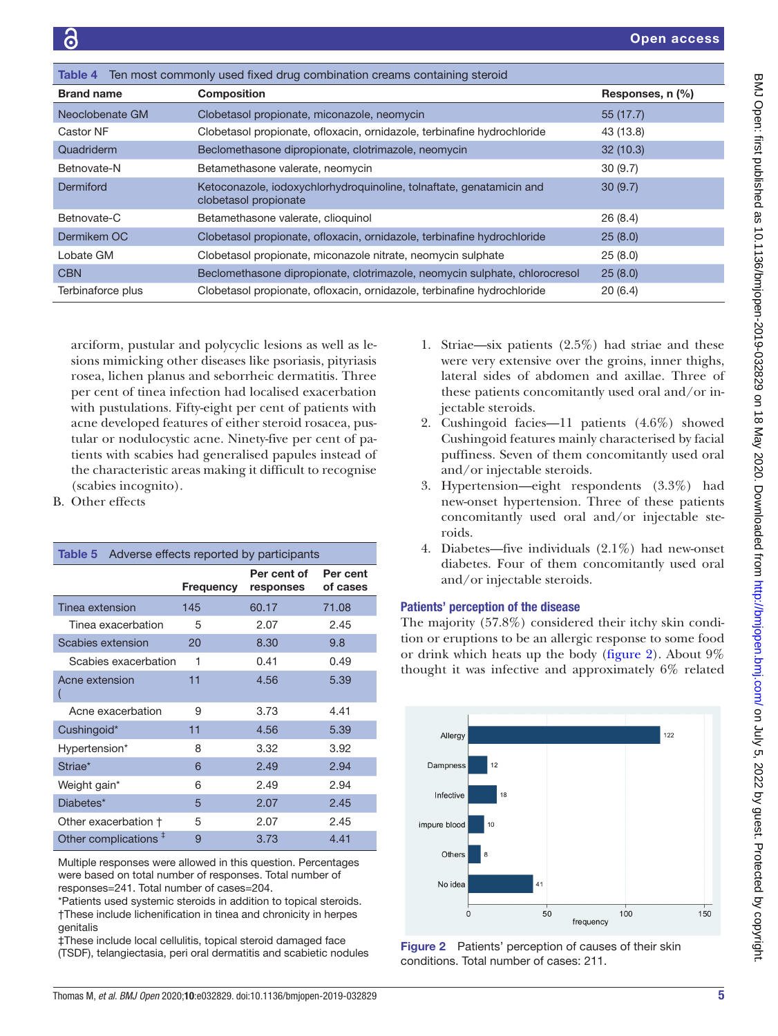**Table 4** Ten most commonly used fixed drug combination creams containing steroid

| Brand name | Composition | Responses, n (%) |
|---|---|---|
| Neoclobenate GM | Clobetasol propionate, miconazole, neomycin | 55 (17.7) |
| Castor NF | Clobetasol propionate, ofloxacin, ornidazole, terbinafine hydrochloride | 43 (13.8) |
| Quadriderm | Beclomethasone dipropionate, clotrimazole, neomycin | 32 (10.3) |
| Betnovate-N | Betamethasone valerate, neomycin | 30 (9.7) |
| Dermiford | Ketoconazole, iodoxychlorhydroquinoline, tolnaftate, genatamicin and clobetasol propionate | 30 (9.7) |
| Betnovate-C | Betamethasone valerate, clioquinol | 26 (8.4) |
| Dermikem OC | Clobetasol propionate, ofloxacin, ornidazole, terbinafine hydrochloride | 25 (8.0) |
| Lobate GM | Clobetasol propionate, miconazole nitrate, neomycin sulphate | 25 (8.0) |
| CBN | Beclomethasone dipropionate, clotrimazole, neomycin sulphate, chlorocresol | 25 (8.0) |
| Terbinaforce plus | Clobetasol propionate, ofloxacin, ornidazole, terbinafine hydrochloride | 20 (6.4) |

arciform, pustular and polycyclic lesions as well as lesions mimicking other diseases like psoriasis, pityriasis rosea, lichen planus and seborrheic dermatitis. Three per cent of tinea infection had localised exacerbation with pustulations. Fifty-eight per cent of patients with acne developed features of either steroid rosacea, pustular or nodulocystic acne. Ninety-five per cent of patients with scabies had generalised papules instead of the characteristic areas making it difficult to recognise (scabies incognito).

B. Other effects

**Table 5** Adverse effects reported by participants

| | Frequency | Per cent of responses | Per cent of cases |
|---|---|---|---|
| Tinea extension | 145 | 60.17 | 71.08 |
| Tinea exacerbation | 5 | 2.07 | 2.45 |
| Scabies extension | 20 | 8.30 | 9.8 |
| Scabies exacerbation | 1 | 0.41 | 0.49 |
| Acne extension ( | 11 | 4.56 | 5.39 |
| Acne exacerbation | 9 | 3.73 | 4.41 |
| Cushingoid* | 11 | 4.56 | 5.39 |
| Hypertension* | 8 | 3.32 | 3.92 |
| Striae* | 6 | 2.49 | 2.94 |
| Weight gain* | 6 | 2.49 | 2.94 |
| Diabetes* | 5 | 2.07 | 2.45 |
| Other exacerbation † | 5 | 2.07 | 2.45 |
| Other complications ‡ | 9 | 3.73 | 4.41 |

Multiple responses were allowed in this question. Percentages were based on total number of responses. Total number of responses=241. Total number of cases=204.
*Patients used systemic steroids in addition to topical steroids.
†These include lichenification in tinea and chronicity in herpes genitalis
‡These include local cellulitis, topical steroid damaged face (TSDF), telangiectasia, peri oral dermatitis and scabietic nodules

1. Striae—six patients (2.5%) had striae and these were very extensive over the groins, inner thighs, lateral sides of abdomen and axillae. Three of these patients concomitantly used oral and/or injectable steroids.
2. Cushingoid facies—11 patients (4.6%) showed Cushingoid features mainly characterised by facial puffiness. Seven of them concomitantly used oral and/or injectable steroids.
3. Hypertension—eight respondents (3.3%) had new-onset hypertension. Three of these patients concomitantly used oral and/or injectable steroids.
4. Diabetes—five individuals (2.1%) had new-onset diabetes. Four of them concomitantly used oral and/or injectable steroids.

### Patients' perception of the disease

The majority (57.8%) considered their itchy skin condition or eruptions to be an allergic response to some food or drink which heats up the body (figure 2). About 9% thought it was infective and approximately 6% related

| Perception | Frequency |
|---|---|
| Allergy | 122 |
| Dampness | 12 |
| Infective | 18 |
| impure blood | 10 |
| Others | 8 |
| No idea | 41 |

Figure 2 Patients' perception of causes of their skin conditions. Total number of cases: 211.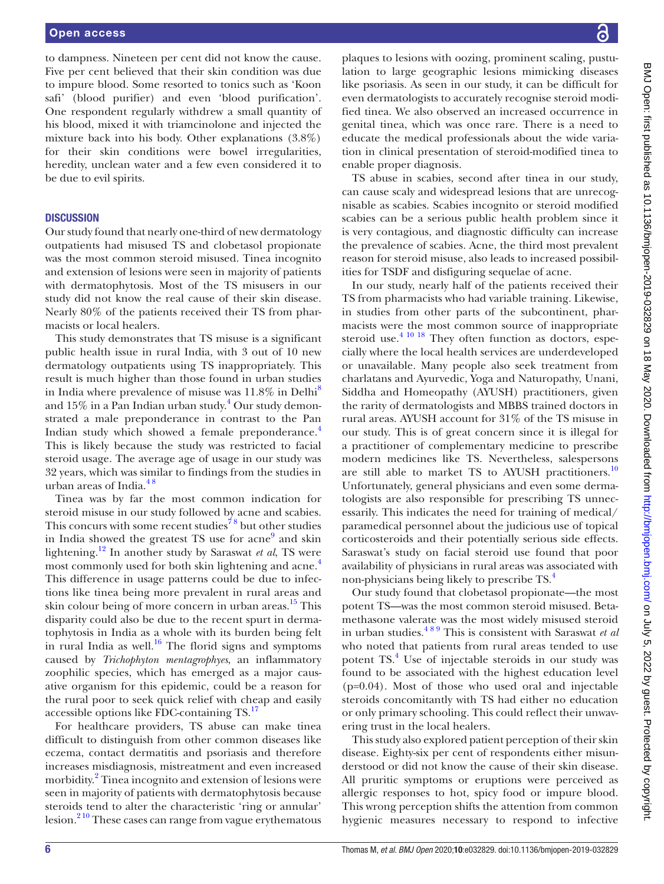to dampness. Nineteen per cent did not know the cause. Five per cent believed that their skin condition was due to impure blood. Some resorted to tonics such as 'Koon safi' (blood purifier) and even 'blood purification'. One respondent regularly withdrew a small quantity of his blood, mixed it with triamcinolone and injected the mixture back into his body. Other explanations (3.8%) for their skin conditions were bowel irregularities, heredity, unclean water and a few even considered it to be due to evil spirits.

## DISCUSSION

Our study found that nearly one-third of new dermatology outpatients had misused TS and clobetasol propionate was the most common steroid misused. Tinea incognito and extension of lesions were seen in majority of patients with dermatophytosis. Most of the TS misusers in our study did not know the real cause of their skin disease. Nearly 80% of the patients received their TS from pharmacists or local healers.

This study demonstrates that TS misuse is a significant public health issue in rural India, with 3 out of 10 new dermatology outpatients using TS inappropriately. This result is much higher than those found in urban studies in India where prevalence of misuse was 11.8% in Delhi[8] and 15% in a Pan Indian urban study.[4] Our study demonstrated a male preponderance in contrast to the Pan Indian study which showed a female preponderance.[4] This is likely because the study was restricted to facial steroid usage. The average age of usage in our study was 32 years, which was similar to findings from the studies in urban areas of India.[4,8]

Tinea was by far the most common indication for steroid misuse in our study followed by acne and scabies. This concurs with some recent studies[7,8] but other studies in India showed the greatest TS use for acne[9] and skin lightening.[12] In another study by Saraswat *et al*, TS were most commonly used for both skin lightening and acne.[4] This difference in usage patterns could be due to infections like tinea being more prevalent in rural areas and skin colour being of more concern in urban areas.[15] This disparity could also be due to the recent spurt in dermatophytosis in India as a whole with its burden being felt in rural India as well.[16] The florid signs and symptoms caused by *Trichophyton mentagrophyes*, an inflammatory zoophilic species, which has emerged as a major causative organism for this epidemic, could be a reason for the rural poor to seek quick relief with cheap and easily accessible options like FDC-containing TS.[17]

For healthcare providers, TS abuse can make tinea difficult to distinguish from other common diseases like eczema, contact dermatitis and psoriasis and therefore increases misdiagnosis, mistreatment and even increased morbidity.[2] Tinea incognito and extension of lesions were seen in majority of patients with dermatophytosis because steroids tend to alter the characteristic 'ring or annular' lesion.[2,10] These cases can range from vague erythematous plaques to lesions with oozing, prominent scaling, pustulation to large geographic lesions mimicking diseases like psoriasis. As seen in our study, it can be difficult for even dermatologists to accurately recognise steroid modified tinea. We also observed an increased occurrence in genital tinea, which was once rare. There is a need to educate the medical professionals about the wide variation in clinical presentation of steroid-modified tinea to enable proper diagnosis.

TS abuse in scabies, second after tinea in our study, can cause scaly and widespread lesions that are unrecognisable as scabies. Scabies incognito or steroid modified scabies can be a serious public health problem since it is very contagious, and diagnostic difficulty can increase the prevalence of scabies. Acne, the third most prevalent reason for steroid misuse, also leads to increased possibilities for TSDF and disfiguring sequelae of acne.

In our study, nearly half of the patients received their TS from pharmacists who had variable training. Likewise, in studies from other parts of the subcontinent, pharmacists were the most common source of inappropriate steroid use.[4,10,18] They often function as doctors, especially where the local health services are underdeveloped or unavailable. Many people also seek treatment from charlatans and Ayurvedic, Yoga and Naturopathy, Unani, Siddha and Homeopathy (AYUSH) practitioners, given the rarity of dermatologists and MBBS trained doctors in rural areas. AYUSH account for 31% of the TS misuse in our study. This is of great concern since it is illegal for a practitioner of complementary medicine to prescribe modern medicines like TS. Nevertheless, salespersons are still able to market TS to AYUSH practitioners.[10] Unfortunately, general physicians and even some dermatologists are also responsible for prescribing TS unnecessarily. This indicates the need for training of medical/paramedical personnel about the judicious use of topical corticosteroids and their potentially serious side effects. Saraswat's study on facial steroid use found that poor availability of physicians in rural areas was associated with non-physicians being likely to prescribe TS.[4]

Our study found that clobetasol propionate—the most potent TS—was the most common steroid misused. Betamethasone valerate was the most widely misused steroid in urban studies.[4,8,9] This is consistent with Saraswat *et al* who noted that patients from rural areas tended to use potent TS.[4] Use of injectable steroids in our study was found to be associated with the highest education level ($p=0.04$). Most of those who used oral and injectable steroids concomitantly with TS had either no education or only primary schooling. This could reflect their unwavering trust in the local healers.

This study also explored patient perception of their skin disease. Eighty-six per cent of respondents either misunderstood or did not know the cause of their skin disease. All pruritic symptoms or eruptions were perceived as allergic responses to hot, spicy food or impure blood. This wrong perception shifts the attention from common hygienic measures necessary to respond to infective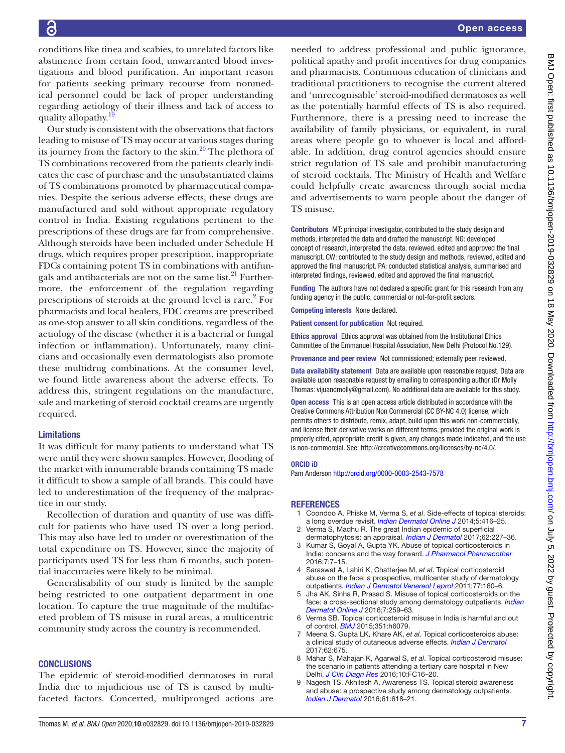conditions like tinea and scabies, to unrelated factors like abstinence from certain food, unwarranted blood investigations and blood purification. An important reason for patients seeking primary recourse from nonmedical personnel could be lack of proper understanding regarding aetiology of their illness and lack of access to quality allopathy.[19]

Our study is consistent with the observations that factors leading to misuse of TS may occur at various stages during its journey from the factory to the skin.[20] The plethora of TS combinations recovered from the patients clearly indicates the ease of purchase and the unsubstantiated claims of TS combinations promoted by pharmaceutical companies. Despite the serious adverse effects, these drugs are manufactured and sold without appropriate regulatory control in India. Existing regulations pertinent to the prescriptions of these drugs are far from comprehensive. Although steroids have been included under Schedule H drugs, which requires proper prescription, inappropriate FDCs containing potent TS in combinations with antifungals and antibacterials are not on the same list.[21] Furthermore, the enforcement of the regulation regarding prescriptions of steroids at the ground level is rare.[2] For pharmacists and local healers, FDC creams are prescribed as one-stop answer to all skin conditions, regardless of the aetiology of the disease (whether it is a bacterial or fungal infection or inflammation). Unfortunately, many clinicians and occasionally even dermatologists also promote these multidrug combinations. At the consumer level, we found little awareness about the adverse effects. To address this, stringent regulations on the manufacture, sale and marketing of steroid cocktail creams are urgently required.

### Limitations

It was difficult for many patients to understand what TS were until they were shown samples. However, flooding of the market with innumerable brands containing TS made it difficult to show a sample of all brands. This could have led to underestimation of the frequency of the malpractice in our study.

Recollection of duration and quantity of use was difficult for patients who have used TS over a long period. This may also have led to under or overestimation of the total expenditure on TS. However, since the majority of participants used TS for less than 6 months, such potential inaccuracies were likely to be minimal.

Generalisability of our study is limited by the sample being restricted to one outpatient department in one location. To capture the true magnitude of the multifaceted problem of TS misuse in rural areas, a multicentric community study across the country is recommended.

## CONCLUSIONS

The epidemic of steroid-modified dermatoses in rural India due to injudicious use of TS is caused by multifaceted factors. Concerted, multipronged actions are needed to address professional and public ignorance, political apathy and profit incentives for drug companies and pharmacists. Continuous education of clinicians and traditional practitioners to recognise the current altered and 'unrecognisable' steroid-modified dermatoses as well as the potentially harmful effects of TS is also required. Furthermore, there is a pressing need to increase the availability of family physicians, or equivalent, in rural areas where people go to whoever is local and affordable. In addition, drug control agencies should ensure strict regulation of TS sale and prohibit manufacturing of steroid cocktails. The Ministry of Health and Welfare could helpfully create awareness through social media and advertisements to warn people about the danger of TS misuse.

**Contributors** MT: principal investigator, contributed to the study design and methods, interpreted the data and drafted the manuscript. NG: developed concept of research, interpreted the data, reviewed, edited and approved the final manuscript. CW: contributed to the study design and methods, reviewed, edited and approved the final manuscript. PA: conducted statistical analysis, summarised and interpreted findings, reviewed, edited and approved the final manuscript.

**Funding** The authors have not declared a specific grant for this research from any funding agency in the public, commercial or not-for-profit sectors.

**Competing interests** None declared.

**Patient consent for publication** Not required.

**Ethics approval** Ethics approval was obtained from the Institutional Ethics Committee of the Emmanuel Hospital Association, New Delhi (Protocol No.129).

**Provenance and peer review** Not commissioned; externally peer reviewed.

**Data availability statement** Data are available upon reasonable request. Data are available upon reasonable request by emailing to corresponding author (Dr Molly Thomas: vijuandmolly@gmail.com). No additional data are available for this study.

**Open access** This is an open access article distributed in accordance with the Creative Commons Attribution Non Commercial (CC BY-NC 4.0) license, which permits others to distribute, remix, adapt, build upon this work non-commercially, and license their derivative works on different terms, provided the original work is properly cited, appropriate credit is given, any changes made indicated, and the use is non-commercial. See: http://creativecommons.org/licenses/by-nc/4.0/.

**ORCID iD**

Pam Anderson http://orcid.org/0000-0003-2543-7578

## REFERENCES

1. Coondoo A, Phiske M, Verma S, *et al*. Side-effects of topical steroids: a long overdue revisit. *Indian Dermatol Online J* 2014;5:416–25.
2. Verma S, Madhu R. The great Indian epidemic of superficial dermatophytosis: an appraisal. *Indian J Dermatol* 2017;62:227–36.
3. Kumar S, Goyal A, Gupta YK. Abuse of topical corticosteroids in India: concerns and the way forward. *J Pharmacol Pharmacother* 2016;7:7–15.
4. Saraswat A, Lahiri K, Chatterjee M, *et al*. Topical corticosteroid abuse on the face: a prospective, multicenter study of dermatology outpatients. *Indian J Dermatol Venereol Leprol* 2011;77:160–6.
5. Jha AK, Sinha R, Prasad S. Misuse of topical corticosteroids on the face: a cross-sectional study among dermatology outpatients. *Indian Dermatol Online J* 2016;7:259–63.
6. Verma SB. Topical corticosteroid misuse in India is harmful and out of control. *BMJ* 2015;351:h6079.
7. Meena S, Gupta LK, Khare AK, *et al*. Topical corticosteroids abuse: a clinical study of cutaneous adverse effects. *Indian J Dermatol* 2017;62:675.
8. Mahar S, Mahajan K, Agarwal S, *et al*. Topical corticosteroid misuse: the scenario in patients attending a tertiary care hospital in New Delhi. *J Clin Diagn Res* 2016;10:FC16–20.
9. Nagesh TS, Akhilesh A, Awareness TS. Topical steroid awareness and abuse: a prospective study among dermatology outpatients. *Indian J Dermatol* 2016;61:618–21.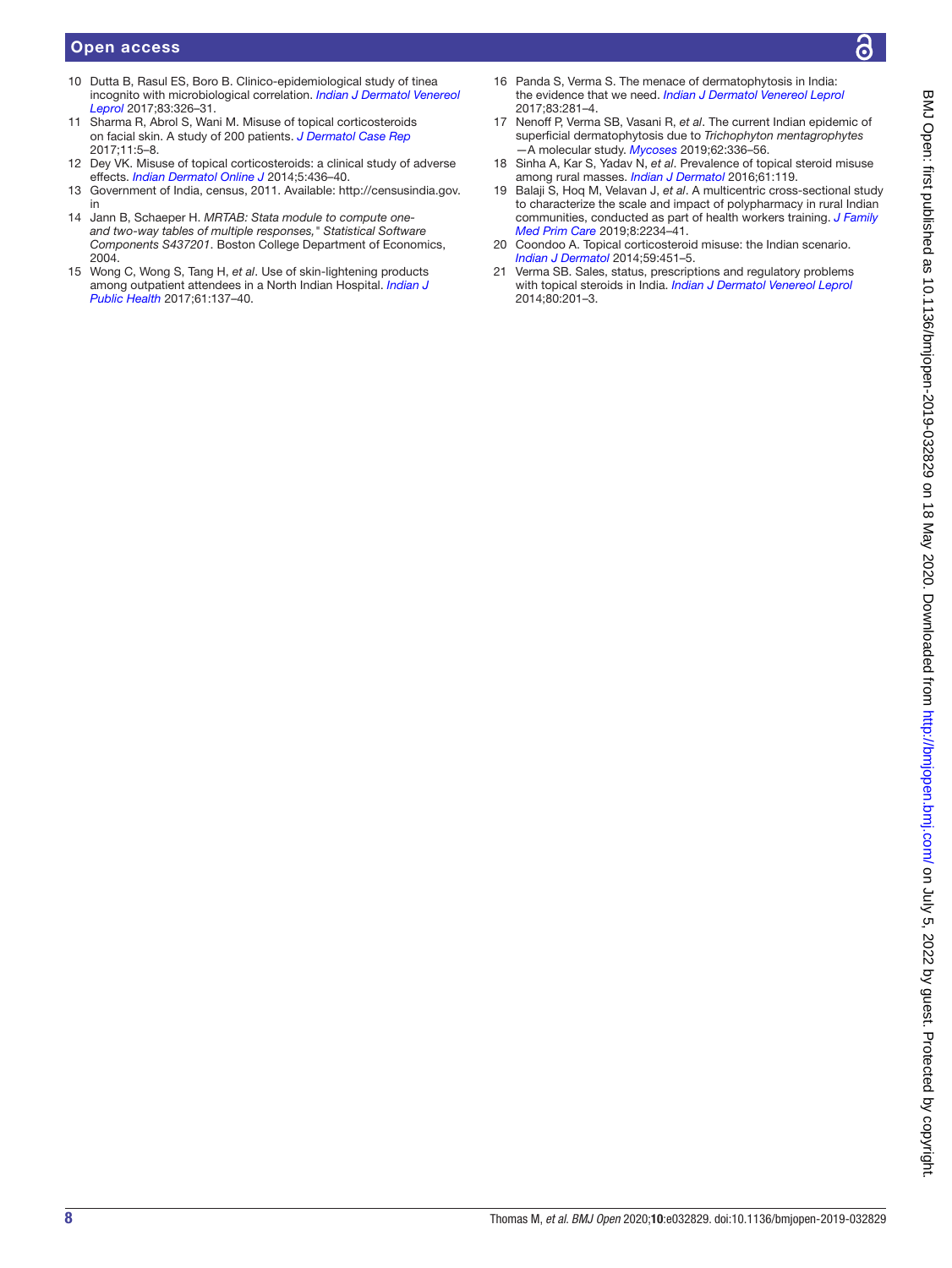10 Dutta B, Rasul ES, Boro B. Clinico-epidemiological study of tinea incognito with microbiological correlation. *Indian J Dermatol Venereol Leprol* 2017;83:326–31.
11 Sharma R, Abrol S, Wani M. Misuse of topical corticosteroids on facial skin. A study of 200 patients. *J Dermatol Case Rep* 2017;11:5–8.
12 Dey VK. Misuse of topical corticosteroids: a clinical study of adverse effects. *Indian Dermatol Online J* 2014;5:436–40.
13 Government of India, census, 2011. Available: http://censusindia.gov.in
14 Jann B, Schaeper H. *MRTAB: Stata module to compute one- and two-way tables of multiple responses," Statistical Software Components S437201*. Boston College Department of Economics, 2004.
15 Wong C, Wong S, Tang H, *et al*. Use of skin-lightening products among outpatient attendees in a North Indian Hospital. *Indian J Public Health* 2017;61:137–40.
16 Panda S, Verma S. The menace of dermatophytosis in India: the evidence that we need. *Indian J Dermatol Venereol Leprol* 2017;83:281–4.
17 Nenoff P, Verma SB, Vasani R, *et al*. The current Indian epidemic of superficial dermatophytosis due to *Trichophyton mentagrophytes*—A molecular study. *Mycoses* 2019;62:336–56.
18 Sinha A, Kar S, Yadav N, *et al*. Prevalence of topical steroid misuse among rural masses. *Indian J Dermatol* 2016;61:119.
19 Balaji S, Hoq M, Velavan J, *et al*. A multicentric cross-sectional study to characterize the scale and impact of polypharmacy in rural Indian communities, conducted as part of health workers training. *J Family Med Prim Care* 2019;8:2234–41.
20 Coondoo A. Topical corticosteroid misuse: the Indian scenario. *Indian J Dermatol* 2014;59:451–5.
21 Verma SB. Sales, status, prescriptions and regulatory problems with topical steroids in India. *Indian J Dermatol Venereol Leprol* 2014;80:201–3.